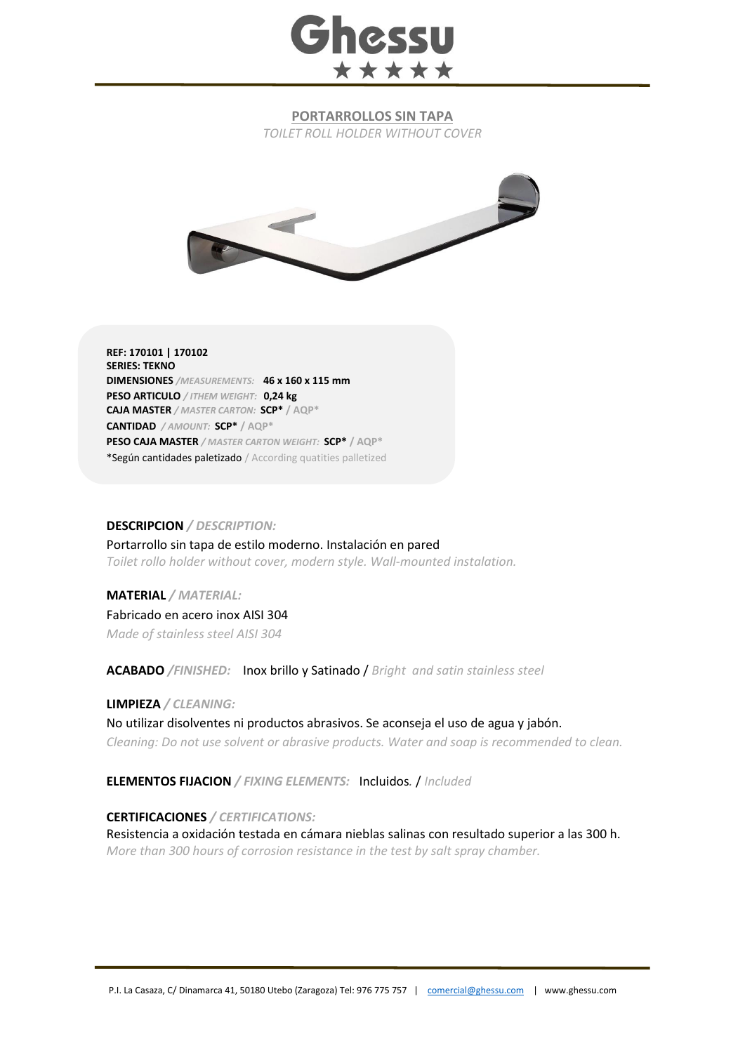# Ghessu

## PORTARROLLOS SIN TAPA

*TOILET ROLL HOLDER WITHOUT COVER*

**REF: 170101 | 170102**
**SERIES: TEKNO**
**DIMENSIONES** */MEASUREMENTS:* **46 x 160 x 115 mm**
**PESO ARTICULO** */ ITHEM WEIGHT:* **0,24 kg**
**CAJA MASTER** */ MASTER CARTON:* **SCP*** / AQP*
**CANTIDAD** */ AMOUNT:* **SCP*** / AQP*
**PESO CAJA MASTER** */ MASTER CARTON WEIGHT:* **SCP*** / AQP*
*Según cantidades paletizado / According quatities palletized

**DESCRIPCION** */ DESCRIPTION:*

Portarrollo sin tapa de estilo moderno. Instalación en pared

*Toilet rollo holder without cover, modern style. Wall-mounted instalation.*

**MATERIAL** */ MATERIAL:*

Fabricado en acero inox AISI 304

*Made of stainless steel AISI 304*

**ACABADO** */FINISHED:* Inox brillo y Satinado / *Bright and satin stainless steel*

**LIMPIEZA** */ CLEANING:*

No utilizar disolventes ni productos abrasivos. Se aconseja el uso de agua y jabón.

*Cleaning: Do not use solvent or abrasive products. Water and soap is recommended to clean.*

**ELEMENTOS FIJACION** */ FIXING ELEMENTS:* Incluidos. / *Included*

**CERTIFICACIONES** */ CERTIFICATIONS:*

Resistencia a oxidación testada en cámara nieblas salinas con resultado superior a las 300 h.

*More than 300 hours of corrosion resistance in the test by salt spray chamber.*

P.I. La Casaza, C/ Dinamarca 41, 50180 Utebo (Zaragoza) Tel: 976 775 757 | comercial@ghessu.com | www.ghessu.com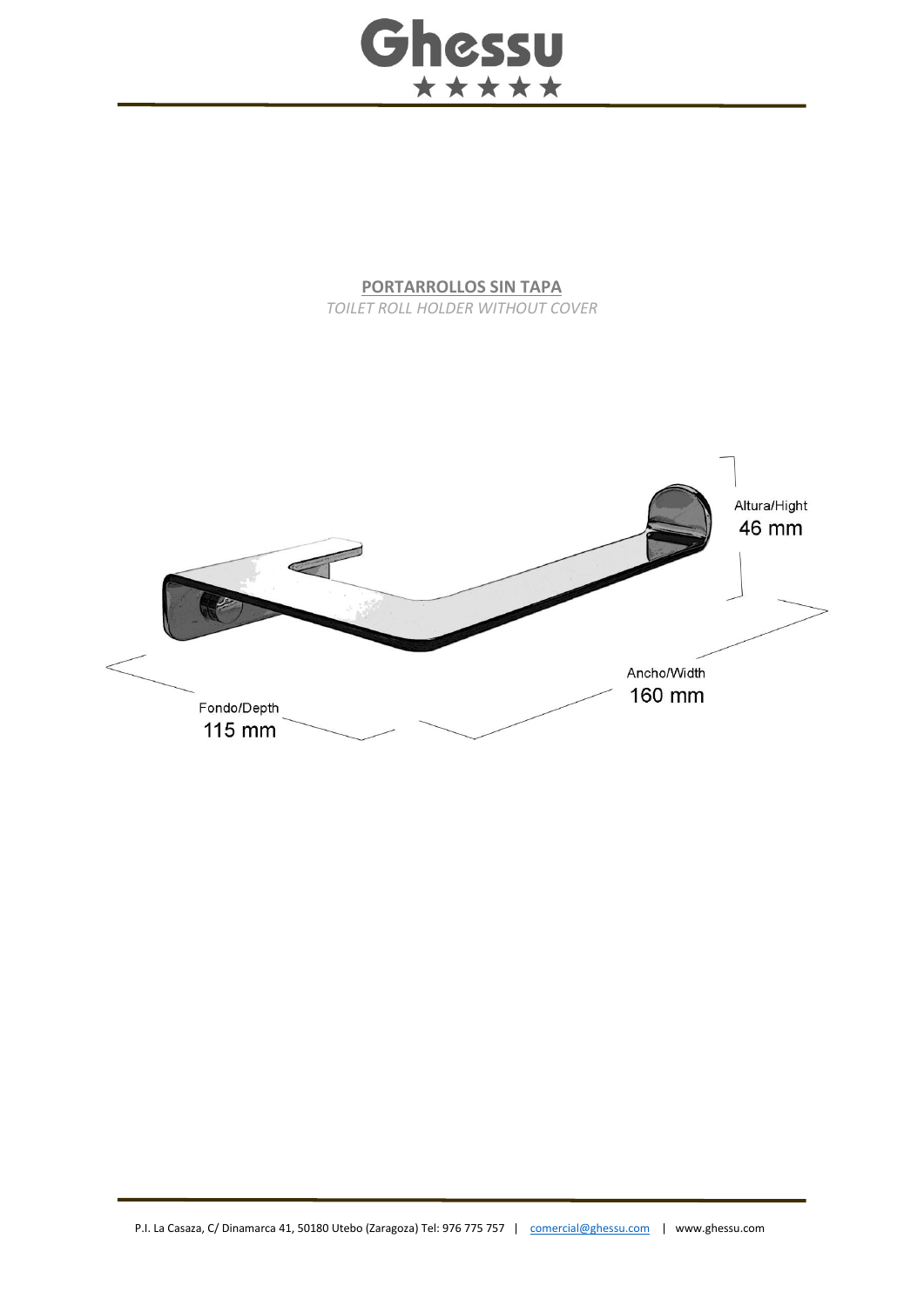**PORTARROLLOS SIN TAPA**

*TOILET ROLL HOLDER WITHOUT COVER*

Altura/Hight
46 mm

Ancho/Width
160 mm

Fondo/Depth
115 mm

P.I. La Casaza, C/ Dinamarca 41, 50180 Utebo (Zaragoza) Tel: 976 775 757 | comercial@ghessu.com | www.ghessu.com